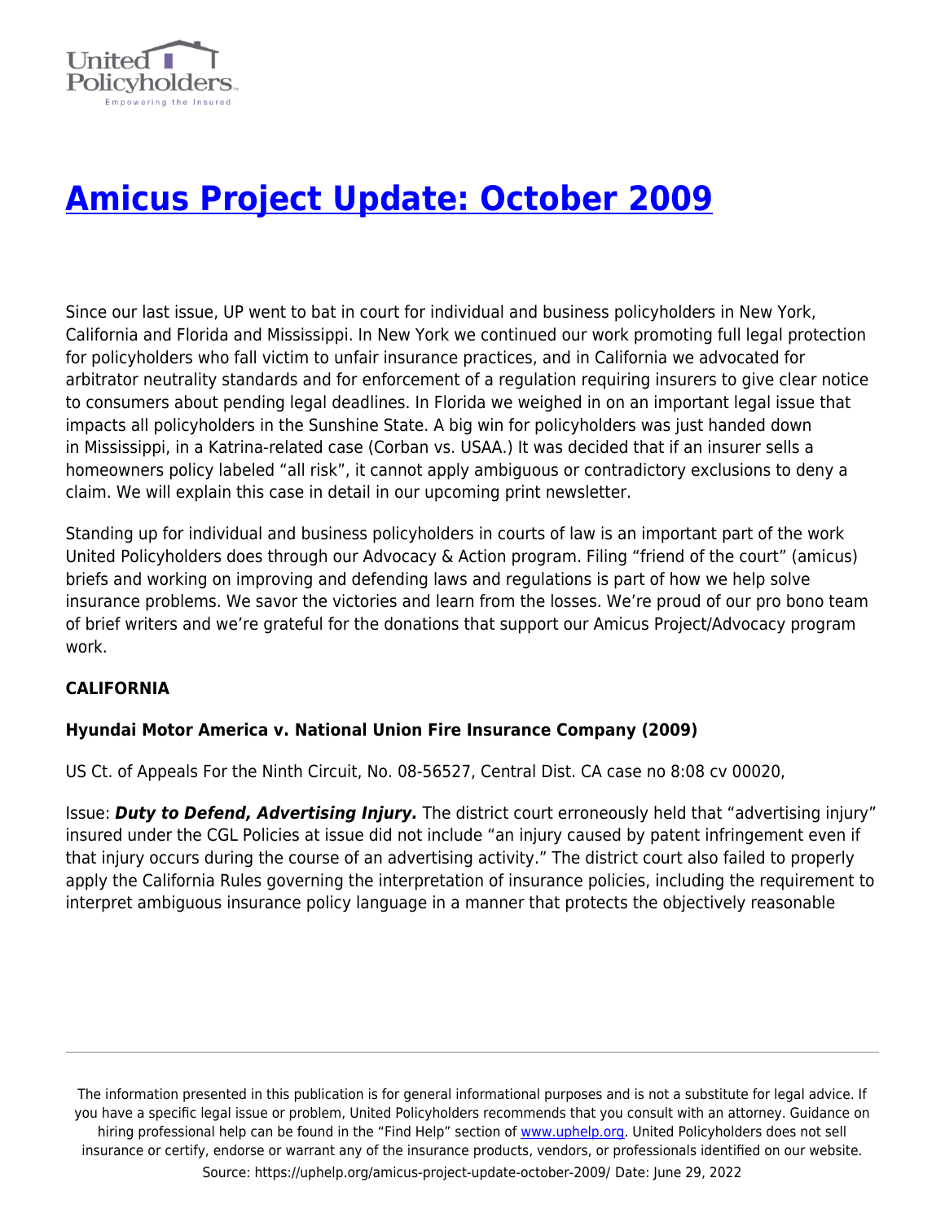# [Amicus Project Update: October 2009](https://uphelp.org/amicus-project-update-october-2009/)

Since our last issue, UP went to bat in court for individual and business policyholders in New York, California and Florida and Mississippi. In New York we continued our work promoting full legal protection for policyholders who fall victim to unfair insurance practices, and in California we advocated for arbitrator neutrality standards and for enforcement of a regulation requiring insurers to give clear notice to consumers about pending legal deadlines. In Florida we weighed in on an important legal issue that impacts all policyholders in the Sunshine State. A big win for policyholders was just handed down in Mississippi, in a Katrina-related case (Corban vs. USAA.) It was decided that if an insurer sells a homeowners policy labeled "all risk", it cannot apply ambiguous or contradictory exclusions to deny a claim. We will explain this case in detail in our upcoming print newsletter.

Standing up for individual and business policyholders in courts of law is an important part of the work United Policyholders does through our Advocacy & Action program. Filing "friend of the court" (amicus) briefs and working on improving and defending laws and regulations is part of how we help solve insurance problems. We savor the victories and learn from the losses. We're proud of our pro bono team of brief writers and we're grateful for the donations that support our Amicus Project/Advocacy program work.

**CALIFORNIA**

**Hyundai Motor America v. National Union Fire Insurance Company (2009)**

US Ct. of Appeals For the Ninth Circuit, No. 08-56527, Central Dist. CA case no 8:08 cv 00020,

Issue: ***Duty to Defend, Advertising Injury.*** The district court erroneously held that "advertising injury" insured under the CGL Policies at issue did not include "an injury caused by patent infringement even if that injury occurs during the course of an advertising activity." The district court also failed to properly apply the California Rules governing the interpretation of insurance policies, including the requirement to interpret ambiguous insurance policy language in a manner that protects the objectively reasonable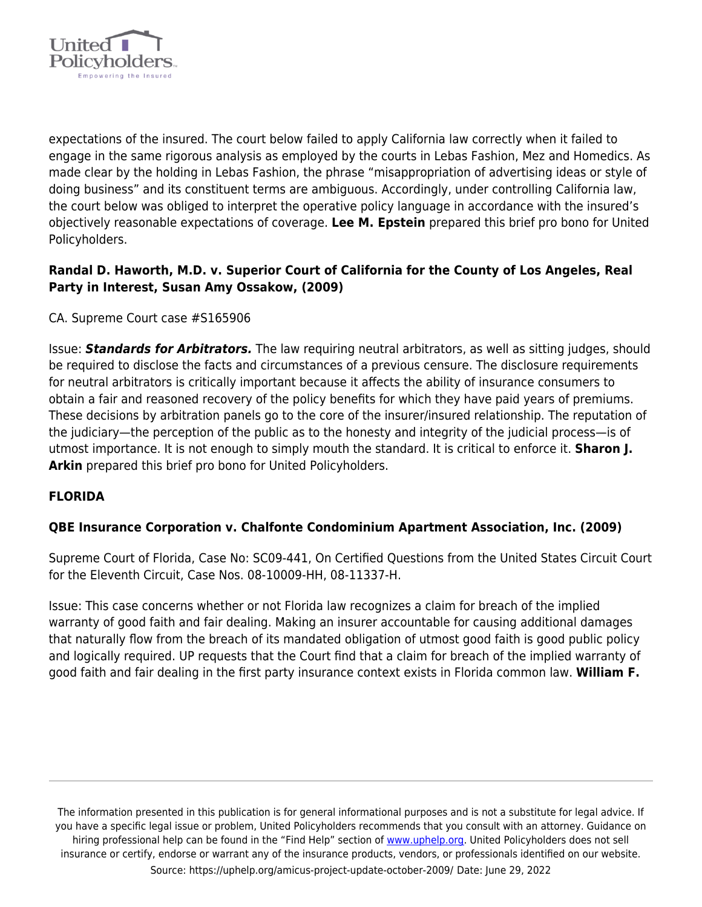expectations of the insured. The court below failed to apply California law correctly when it failed to engage in the same rigorous analysis as employed by the courts in Lebas Fashion, Mez and Homedics. As made clear by the holding in Lebas Fashion, the phrase "misappropriation of advertising ideas or style of doing business" and its constituent terms are ambiguous. Accordingly, under controlling California law, the court below was obliged to interpret the operative policy language in accordance with the insured's objectively reasonable expectations of coverage. **Lee M. Epstein** prepared this brief pro bono for United Policyholders.

### Randal D. Haworth, M.D. v. Superior Court of California for the County of Los Angeles, Real Party in Interest, Susan Amy Ossakow, (2009)

CA. Supreme Court case #S165906

Issue: ***Standards for Arbitrators.*** The law requiring neutral arbitrators, as well as sitting judges, should be required to disclose the facts and circumstances of a previous censure. The disclosure requirements for neutral arbitrators is critically important because it affects the ability of insurance consumers to obtain a fair and reasoned recovery of the policy benefits for which they have paid years of premiums. These decisions by arbitration panels go to the core of the insurer/insured relationship. The reputation of the judiciary—the perception of the public as to the honesty and integrity of the judicial process—is of utmost importance. It is not enough to simply mouth the standard. It is critical to enforce it. **Sharon J. Arkin** prepared this brief pro bono for United Policyholders.

### FLORIDA

### QBE Insurance Corporation v. Chalfonte Condominium Apartment Association, Inc. (2009)

Supreme Court of Florida, Case No: SC09-441, On Certified Questions from the United States Circuit Court for the Eleventh Circuit, Case Nos. 08-10009-HH, 08-11337-H.

Issue: This case concerns whether or not Florida law recognizes a claim for breach of the implied warranty of good faith and fair dealing. Making an insurer accountable for causing additional damages that naturally flow from the breach of its mandated obligation of utmost good faith is good public policy and logically required. UP requests that the Court find that a claim for breach of the implied warranty of good faith and fair dealing in the first party insurance context exists in Florida common law. **William F.**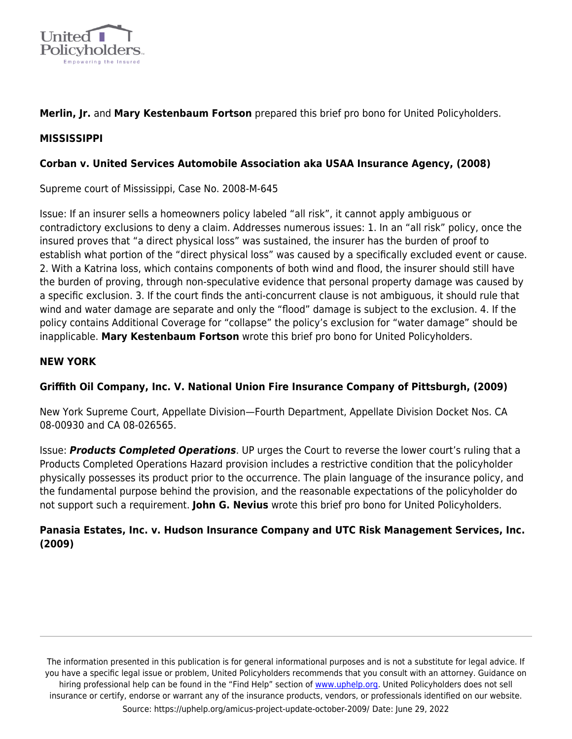**Merlin, Jr.** and **Mary Kestenbaum Fortson** prepared this brief pro bono for United Policyholders.

**MISSISSIPPI**

**Corban v. United Services Automobile Association aka USAA Insurance Agency, (2008)**

Supreme court of Mississippi, Case No. 2008-M-645

Issue: If an insurer sells a homeowners policy labeled "all risk", it cannot apply ambiguous or contradictory exclusions to deny a claim. Addresses numerous issues: 1. In an "all risk" policy, once the insured proves that "a direct physical loss" was sustained, the insurer has the burden of proof to establish what portion of the "direct physical loss" was caused by a specifically excluded event or cause. 2. With a Katrina loss, which contains components of both wind and flood, the insurer should still have the burden of proving, through non-speculative evidence that personal property damage was caused by a specific exclusion. 3. If the court finds the anti-concurrent clause is not ambiguous, it should rule that wind and water damage are separate and only the "flood" damage is subject to the exclusion. 4. If the policy contains Additional Coverage for "collapse" the policy's exclusion for "water damage" should be inapplicable. **Mary Kestenbaum Fortson** wrote this brief pro bono for United Policyholders.

**NEW YORK**

**Griffith Oil Company, Inc. V. National Union Fire Insurance Company of Pittsburgh, (2009)**

New York Supreme Court, Appellate Division—Fourth Department, Appellate Division Docket Nos. CA 08-00930 and CA 08-026565.

Issue: ***Products Completed Operations***. UP urges the Court to reverse the lower court's ruling that a Products Completed Operations Hazard provision includes a restrictive condition that the policyholder physically possesses its product prior to the occurrence. The plain language of the insurance policy, and the fundamental purpose behind the provision, and the reasonable expectations of the policyholder do not support such a requirement. **John G. Nevius** wrote this brief pro bono for United Policyholders.

**Panasia Estates, Inc. v. Hudson Insurance Company and UTC Risk Management Services, Inc. (2009)**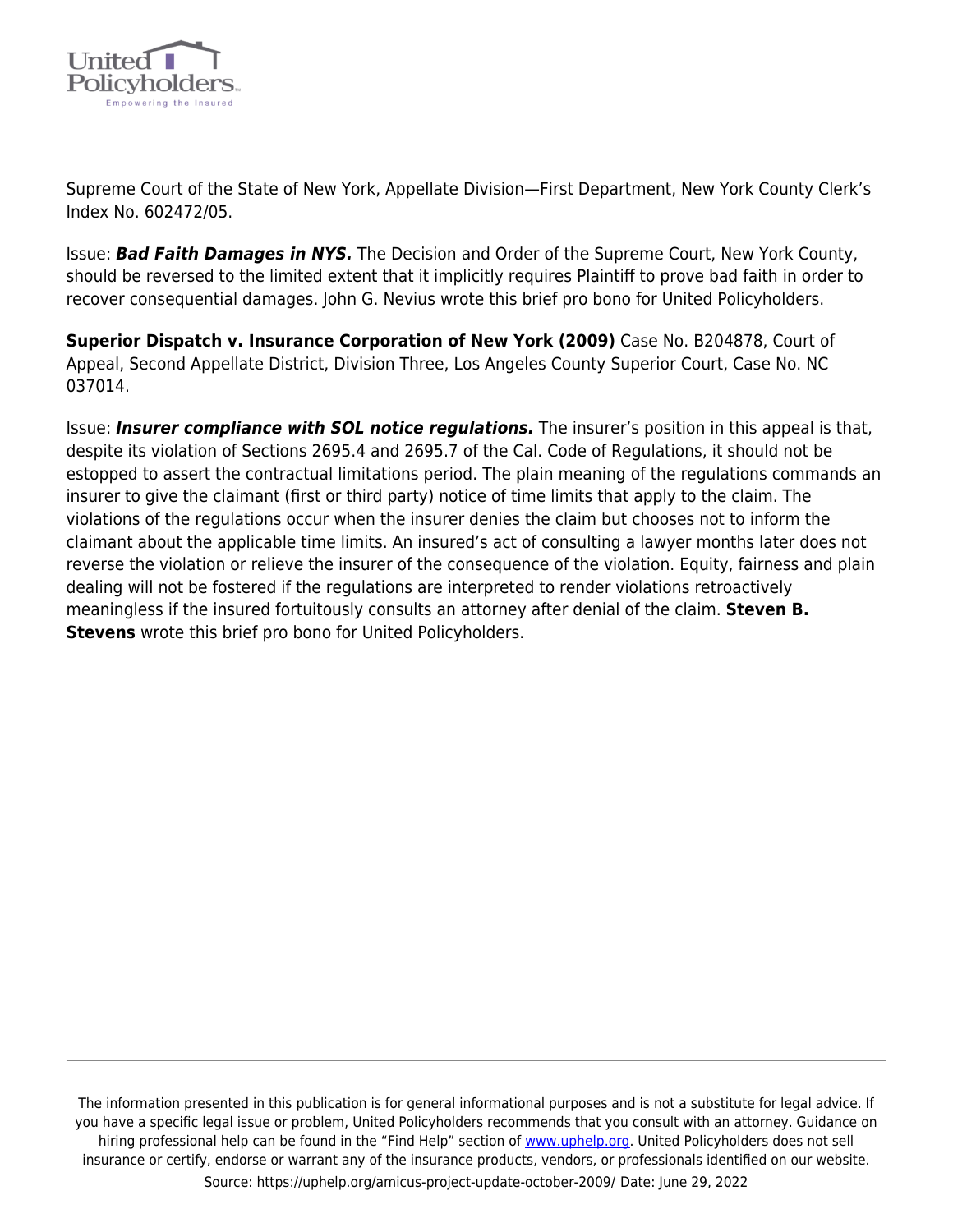Supreme Court of the State of New York, Appellate Division—First Department, New York County Clerk's Index No. 602472/05.

Issue: ***Bad Faith Damages in NYS.*** The Decision and Order of the Supreme Court, New York County, should be reversed to the limited extent that it implicitly requires Plaintiff to prove bad faith in order to recover consequential damages. John G. Nevius wrote this brief pro bono for United Policyholders.

**Superior Dispatch v. Insurance Corporation of New York (2009)** Case No. B204878, Court of Appeal, Second Appellate District, Division Three, Los Angeles County Superior Court, Case No. NC 037014.

Issue: ***Insurer compliance with SOL notice regulations.*** The insurer's position in this appeal is that, despite its violation of Sections 2695.4 and 2695.7 of the Cal. Code of Regulations, it should not be estopped to assert the contractual limitations period. The plain meaning of the regulations commands an insurer to give the claimant (first or third party) notice of time limits that apply to the claim. The violations of the regulations occur when the insurer denies the claim but chooses not to inform the claimant about the applicable time limits. An insured's act of consulting a lawyer months later does not reverse the violation or relieve the insurer of the consequence of the violation. Equity, fairness and plain dealing will not be fostered if the regulations are interpreted to render violations retroactively meaningless if the insured fortuitously consults an attorney after denial of the claim. **Steven B. Stevens** wrote this brief pro bono for United Policyholders.